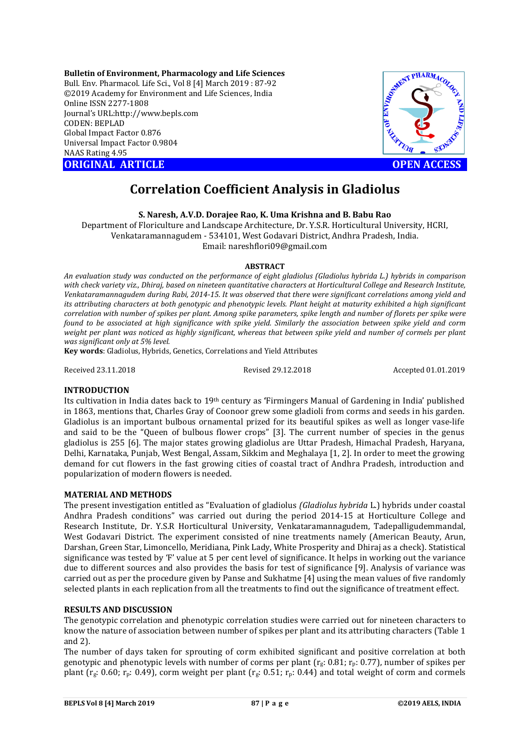**Bulletin of Environment, Pharmacology and Life Sciences**
Bull. Env. Pharmacol. Life Sci., Vol 8 [4] March 2019 : 87-92
©2019 Academy for Environment and Life Sciences, India
Online ISSN 2277-1808
Journal's URL:http://www.bepls.com
CODEN: BEPLAD
Global Impact Factor 0.876
Universal Impact Factor 0.9804
NAAS Rating 4.95

**ORIGINAL ARTICLE** **OPEN ACCESS**

# Correlation Coefficient Analysis in Gladiolus

**S. Naresh, A.V.D. Dorajee Rao, K. Uma Krishna and B. Babu Rao**

Department of Floriculture and Landscape Architecture, Dr. Y.S.R. Horticultural University, HCRI, Venkataramannagudem - 534101, West Godavari District, Andhra Pradesh, India.
Email: nareshflori09@gmail.com

**ABSTRACT**

*An evaluation study was conducted on the performance of eight gladiolus (Gladiolus hybrida L.) hybrids in comparison with check variety viz., Dhiraj, based on nineteen quantitative characters at Horticultural College and Research Institute, Venkataramannagudem during Rabi, 2014-15. It was observed that there were significant correlations among yield and its attributing characters at both genotypic and phenotypic levels. Plant height at maturity exhibited a high significant correlation with number of spikes per plant. Among spike parameters, spike length and number of florets per spike were found to be associated at high significance with spike yield. Similarly the association between spike yield and corm weight per plant was noticed as highly significant, whereas that between spike yield and number of cormels per plant was significant only at 5% level.*

**Key words**: Gladiolus, Hybrids, Genetics, Correlations and Yield Attributes

Received 23.11.2018 Revised 29.12.2018 Accepted 01.01.2019

## INTRODUCTION

Its cultivation in India dates back to 19th century as 'Firmingers Manual of Gardening in India' published in 1863, mentions that, Charles Gray of Coonoor grew some gladioli from corms and seeds in his garden. Gladiolus is an important bulbous ornamental prized for its beautiful spikes as well as longer vase-life and said to be the "Queen of bulbous flower crops" [3]. The current number of species in the genus gladiolus is 255 [6]. The major states growing gladiolus are Uttar Pradesh, Himachal Pradesh, Haryana, Delhi, Karnataka, Punjab, West Bengal, Assam, Sikkim and Meghalaya [1, 2]. In order to meet the growing demand for cut flowers in the fast growing cities of coastal tract of Andhra Pradesh, introduction and popularization of modern flowers is needed.

## MATERIAL AND METHODS

The present investigation entitled as "Evaluation of gladiolus *(Gladiolus hybrida* L.) hybrids under coastal Andhra Pradesh conditions" was carried out during the period 2014-15 at Horticulture College and Research Institute, Dr. Y.S.R Horticultural University, Venkataramannagudem, Tadepalligudemmandal, West Godavari District. The experiment consisted of nine treatments namely (American Beauty, Arun, Darshan, Green Star, Limoncello, Meridiana, Pink Lady, White Prosperity and Dhiraj as a check). Statistical significance was tested by 'F' value at 5 per cent level of significance. It helps in working out the variance due to different sources and also provides the basis for test of significance [9]. Analysis of variance was carried out as per the procedure given by Panse and Sukhatme [4] using the mean values of five randomly selected plants in each replication from all the treatments to find out the significance of treatment effect.

## RESULTS AND DISCUSSION

The genotypic correlation and phenotypic correlation studies were carried out for nineteen characters to know the nature of association between number of spikes per plant and its attributing characters (Table 1 and 2).

The number of days taken for sprouting of corm exhibited significant and positive correlation at both genotypic and phenotypic levels with number of corms per plant ($r_g$: 0.81; $r_p$: 0.77), number of spikes per plant ($r_g$: 0.60; $r_p$: 0.49), corm weight per plant ($r_g$: 0.51; $r_p$: 0.44) and total weight of corm and cormels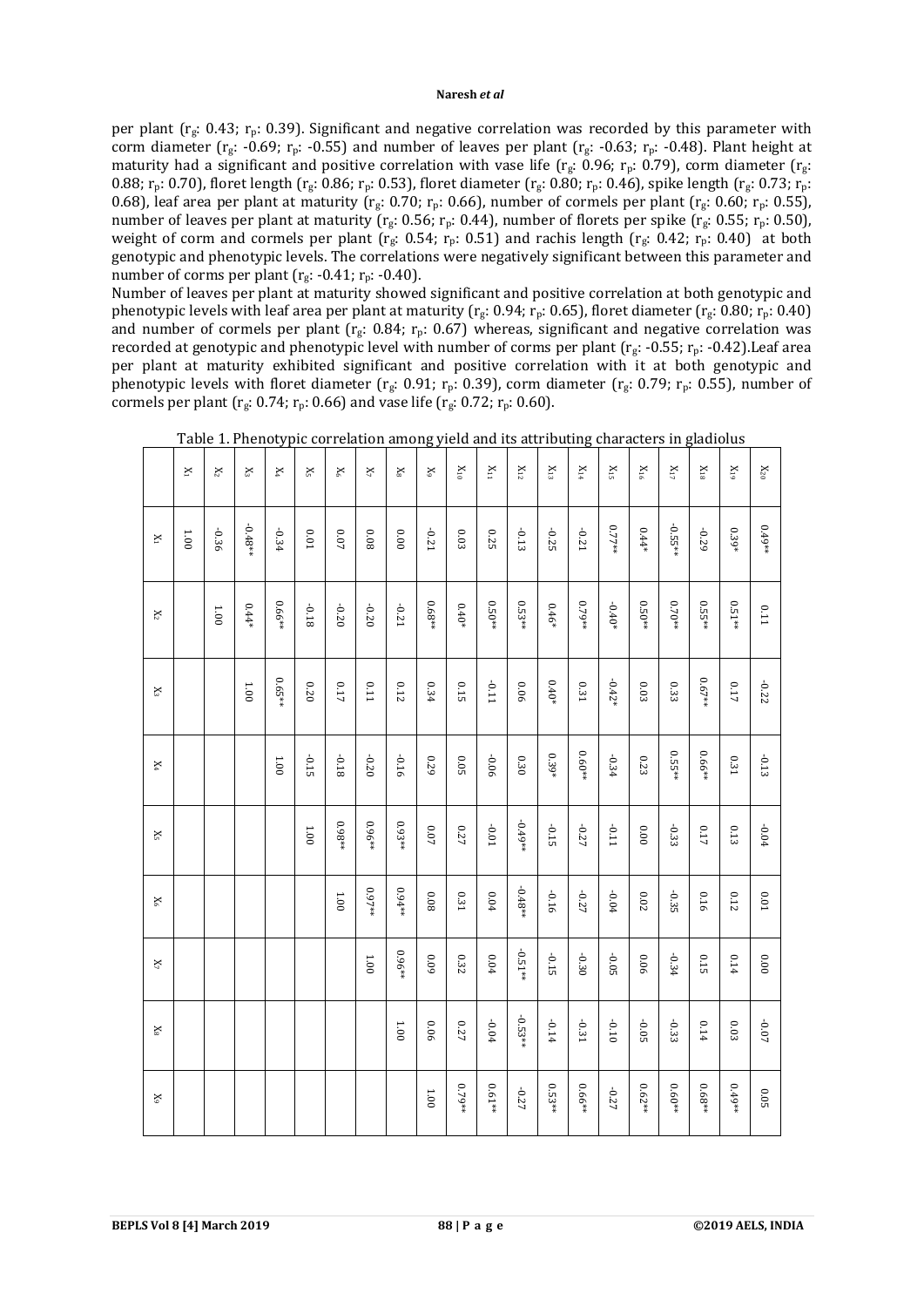per plant ($r_g$: 0.43; $r_p$: 0.39). Significant and negative correlation was recorded by this parameter with corm diameter ($r_g$: -0.69; $r_p$: -0.55) and number of leaves per plant ($r_g$: -0.63; $r_p$: -0.48). Plant height at maturity had a significant and positive correlation with vase life ($r_g$: 0.96; $r_p$: 0.79), corm diameter ($r_g$: 0.88; $r_p$: 0.70), floret length ($r_g$: 0.86; $r_p$: 0.53), floret diameter ($r_g$: 0.80; $r_p$: 0.46), spike length ($r_g$: 0.73; $r_p$: 0.68), leaf area per plant at maturity ($r_g$: 0.70; $r_p$: 0.66), number of cormels per plant ($r_g$: 0.60; $r_p$: 0.55), number of leaves per plant at maturity ($r_g$: 0.56; $r_p$: 0.44), number of florets per spike ($r_g$: 0.55; $r_p$: 0.50), weight of corm and cormels per plant ($r_g$: 0.54; $r_p$: 0.51) and rachis length ($r_g$: 0.42; $r_p$: 0.40) at both genotypic and phenotypic levels. The correlations were negatively significant between this parameter and number of corms per plant ($r_g$: -0.41; $r_p$: -0.40).

Number of leaves per plant at maturity showed significant and positive correlation at both genotypic and phenotypic levels with leaf area per plant at maturity ($r_g$: 0.94; $r_p$: 0.65), floret diameter ($r_g$: 0.80; $r_p$: 0.40) and number of cormels per plant ($r_g$: 0.84; $r_p$: 0.67) whereas, significant and negative correlation was recorded at genotypic and phenotypic level with number of corms per plant ($r_g$: -0.55; $r_p$: -0.42).Leaf area per plant at maturity exhibited significant and positive correlation with it at both genotypic and phenotypic levels with floret diameter ($r_g$: 0.91; $r_p$: 0.39), corm diameter ($r_g$: 0.79; $r_p$: 0.55), number of cormels per plant ($r_g$: 0.74; $r_p$: 0.66) and vase life ($r_g$: 0.72; $r_p$: 0.60).

Table 1. Phenotypic correlation among yield and its attributing characters in gladiolus

| | $X_1$ | $X_2$ | $X_3$ | $X_4$ | $X_5$ | $X_6$ | $X_7$ | $X_8$ | $X_9$ |
|---|---|---|---|---|---|---|---|---|---|
| $X_1$ | 1.00 | | | | | | | | |
| $X_2$ | -0.36 | 1.00 | | | | | | | |
| $X_3$ | -0.48** | 0.44* | 1.00 | | | | | | |
| $X_4$ | -0.34 | 0.66** | 0.65** | 1.00 | | | | | |
| $X_5$ | 0.01 | -0.18 | 0.20 | -0.15 | 1.00 | | | | |
| $X_6$ | 0.07 | -0.20 | 0.17 | -0.18 | 0.98** | 1.00 | | | |
| $X_7$ | 0.08 | -0.20 | 0.11 | -0.20 | 0.96** | 0.97** | 1.00 | | |
| $X_8$ | 0.00 | -0.21 | 0.12 | -0.16 | 0.93** | 0.94** | 0.96** | 1.00 | |
| $X_9$ | -0.21 | 0.68** | 0.34 | 0.29 | 0.07 | 0.08 | 0.09 | 0.06 | 1.00 |
| $X_{10}$ | 0.03 | 0.40* | 0.15 | 0.05 | 0.27 | 0.31 | 0.32 | 0.27 | 0.79** |
| $X_{11}$ | 0.25 | 0.50** | -0.11 | -0.06 | -0.01 | 0.04 | 0.04 | -0.04 | 0.61** |
| $X_{12}$ | -0.13 | 0.53** | 0.06 | 0.30 | -0.49** | -0.48** | -0.51** | -0.53** | -0.27 |
| $X_{13}$ | -0.25 | 0.46* | 0.40* | 0.39* | -0.15 | -0.16 | -0.15 | -0.14 | 0.53** |
| $X_{14}$ | -0.21 | 0.79** | 0.31 | 0.60** | -0.27 | -0.27 | -0.30 | -0.31 | 0.66** |
| $X_{15}$ | 0.77** | -0.40* | -0.42* | -0.34 | -0.11 | -0.04 | -0.05 | -0.10 | -0.27 |
| $X_{16}$ | 0.44* | 0.50** | 0.03 | 0.23 | 0.00 | 0.02 | 0.06 | -0.05 | 0.62** |
| $X_{17}$ | -0.55** | 0.70** | 0.33 | 0.55** | -0.33 | -0.35 | -0.34 | -0.33 | 0.60** |
| $X_{18}$ | -0.29 | 0.55** | 0.67** | 0.66** | 0.17 | 0.16 | 0.15 | 0.14 | 0.68** |
| $X_{19}$ | 0.39* | 0.51** | 0.17 | 0.31 | 0.13 | 0.12 | 0.14 | 0.03 | 0.49** |
| $X_{20}$ | 0.49** | 0.11 | -0.22 | -0.13 | -0.04 | 0.01 | 0.00 | -0.07 | 0.05 |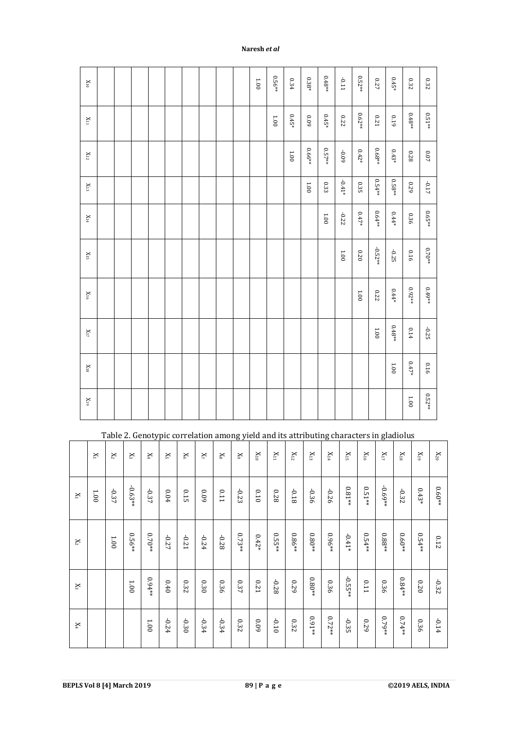| | $X_{10}$ | $X_{11}$ | $X_{12}$ | $X_{13}$ | $X_{14}$ | $X_{15}$ | $X_{16}$ | $X_{17}$ | $X_{18}$ | $X_{19}$ |
|---|---|---|---|---|---|---|---|---|---|---|
| | | | | | | | | | | |
| | | | | | | | | | | |
| | | | | | | | | | | |
| | | | | | | | | | | |
| | | | | | | | | | | |
| | | | | | | | | | | |
| | | | | | | | | | | |
| | | | | | | | | | | |
| | | | | | | | | | | |
| | 1.00 | | | | | | | | | |
| | 0.56** | 1.00 | | | | | | | | |
| | 0.34 | 0.45* | 1.00 | | | | | | | |
| | 0.38* | 0.09 | 0.66* | 1.00 | | | | | | |
| | 0.48** | 0.45* | 0.57** | 0.33 | 1.00 | | | | | |
| | -0.11 | 0.22 | -0.09 | -0.41* | -0.22 | 1.00 | | | | |
| | 0.52** | 0.62** | 0.42* | 0.35 | 0.47* | 0.20 | 1.00 | | | |
| | 0.27 | 0.21 | 0.68** | 0.54** | 0.64** | -0.52** | 0.22 | 1.00 | | |
| | 0.45* | 0.19 | 0.43* | 0.58** | 0.44* | -0.25 | 0.44* | 0.48** | 1.00 | |
| | 0.32 | 0.48** | 0.28 | 0.29 | 0.36 | 0.16 | 0.92** | 0.14 | 0.47* | 1.00 |
| | 0.32 | 0.51** | 0.07 | -0.17 | 0.65** | 0.70** | 0.49** | -0.25 | 0.16 | 0.52** |

Table 2. Genotypic correlation among yield and its attributing characters in gladiolus

| | $X_1$ | $X_2$ | $X_3$ | $X_4$ |
|---|---|---|---|---|
| $X_1$ | 1.00 | | | |
| $X_2$ | -0.37 | 1.00 | | |
| $X_3$ | -0.63** | 0.56** | 1.00 | |
| $X_4$ | -0.37 | 0.70** | 0.94** | 1.00 |
| $X_5$ | 0.04 | -0.27 | 0.40 | -0.24 |
| $X_6$ | 0.15 | -0.21 | 0.32 | -0.30 |
| $X_7$ | 0.09 | -0.24 | 0.30 | -0.34 |
| $X_8$ | 0.11 | -0.28 | 0.36 | -0.34 |
| $X_9$ | -0.23 | 0.73** | 0.37 | 0.32 |
| $X_{10}$ | 0.10 | 0.42* | 0.21 | 0.09 |
| $X_{11}$ | 0.28 | 0.55** | -0.28 | -0.10 |
| $X_{12}$ | -0.18 | 0.86** | 0.29 | 0.32 |
| $X_{13}$ | -0.36 | 0.80** | 0.80** | 0.91** |
| $X_{14}$ | -0.26 | 0.96** | 0.36 | 0.72** |
| $X_{15}$ | 0.81** | -0.41* | -0.55** | -0.35 |
| $X_{16}$ | 0.51** | 0.54** | 0.11 | 0.29 |
| $X_{17}$ | -0.69** | 0.88** | 0.36 | 0.79** |
| $X_{18}$ | -0.32 | 0.60** | 0.84** | 0.74** |
| $X_{19}$ | 0.43* | 0.54** | 0.20 | 0.36 |
| $X_{20}$ | 0.60** | 0.12 | -0.32 | -0.14 |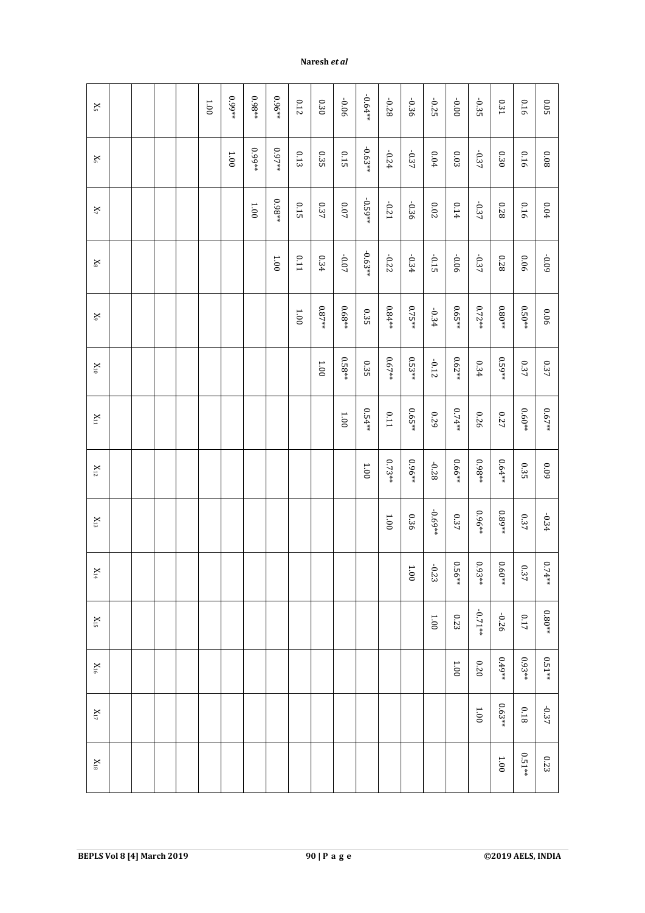| | $X_5$ | $X_6$ | $X_7$ | $X_8$ | $X_9$ | $X_{10}$ | $X_{11}$ | $X_{12}$ | $X_{13}$ | $X_{14}$ | $X_{15}$ | $X_{16}$ | $X_{17}$ | $X_{18}$ |
|---|---|---|---|---|---|---|---|---|---|---|---|---|---|---|
| | | | | | | | | | | | | | | |
| | | | | | | | | | | | | | | |
| | | | | | | | | | | | | | | |
| | | | | | | | | | | | | | | |
| | 1.00 | | | | | | | | | | | | | |
| | 0.99** | 1.00 | | | | | | | | | | | | |
| | 0.98** | 0.99** | 1.00 | | | | | | | | | | | |
| | 0.96** | 0.97** | 0.98** | 1.00 | | | | | | | | | | |
| | 0.12 | 0.13 | 0.15 | 0.11 | 1.00 | | | | | | | | | |
| | 0.30 | 0.35 | 0.37 | 0.34 | 0.87** | 1.00 | | | | | | | | |
| | -0.06 | 0.15 | 0.07 | -0.07 | 0.68** | 0.58** | 1.00 | | | | | | | |
| | -0.64** | -0.63** | -0.59** | -0.63** | 0.35 | 0.35 | 0.54** | 1.00 | | | | | | |
| | -0.28 | -0.24 | -0.21 | -0.22 | 0.84** | 0.67** | 0.11 | 0.73** | 1.00 | | | | | |
| | -0.36 | -0.37 | -0.36 | -0.34 | 0.75** | 0.53** | 0.65** | 0.96** | 0.36 | 1.00 | | | | |
| | -0.25 | 0.04 | 0.02 | -0.15 | -0.34 | -0.12 | 0.29 | -0.28 | -0.69** | -0.23 | 1.00 | | | |
| | -0.00 | 0.03 | 0.14 | -0.06 | 0.65** | 0.62** | 0.74** | 0.66** | 0.37 | 0.56** | 0.23 | 1.00 | | |
| | -0.35 | -0.37 | -0.37 | -0.37 | 0.72** | 0.34 | 0.26 | 0.98** | 0.96** | 0.93** | -0.71** | 0.20 | 1.00 | |
| | 0.31 | 0.30 | 0.28 | 0.28 | 0.80** | 0.59** | 0.27 | 0.64** | 0.89** | 0.60** | -0.26 | 0.49** | 0.63** | 1.00 |
| | 0.16 | 0.16 | 0.16 | 0.06 | 0.50** | 0.37 | 0.60** | 0.35 | 0.37 | 0.37 | 0.17 | 0.93** | 0.18 | 0.51** |
| | 0.05 | 0.08 | 0.04 | -0.09 | 0.06 | 0.37 | 0.67** | 0.09 | -0.34 | 0.74** | 0.80** | 0.51** | -0.37 | 0.23 |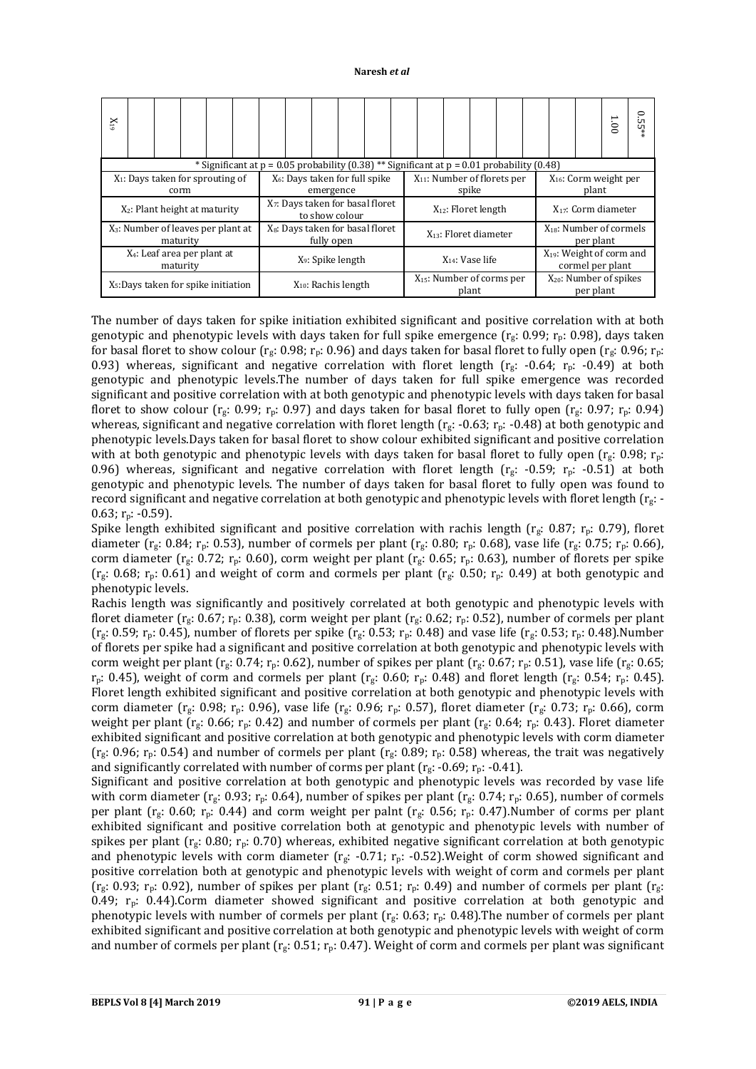| $X_{19}$ | | | | | | | | | | | | | | | | | | | 1.00 | 0.55** |
|---|---|---|---|---|---|---|---|---|---|---|---|---|---|---|---|---|---|---|---|---|

* Significant at p = 0.05 probability (0.38) ** Significant at p = 0.01 probability (0.48)

| | | | |
|---|---|---|---|
| $X_1$: Days taken for sprouting of corm | $X_6$: Days taken for full spike emergence | $X_{11}$: Number of florets per spike | $X_{16}$: Corm weight per plant |
| $X_2$: Plant height at maturity | $X_7$: Days taken for basal floret to show colour | $X_{12}$: Floret length | $X_{17}$: Corm diameter |
| $X_3$: Number of leaves per plant at maturity | $X_8$: Days taken for basal floret fully open | $X_{13}$: Floret diameter | $X_{18}$: Number of cormels per plant |
| $X_4$: Leaf area per plant at maturity | $X_9$: Spike length | $X_{14}$: Vase life | $X_{19}$: Weight of corm and cormel per plant |
| $X_5$:Days taken for spike initiation | $X_{10}$: Rachis length | $X_{15}$: Number of corms per plant | $X_{20}$: Number of spikes per plant |

The number of days taken for spike initiation exhibited significant and positive correlation with at both genotypic and phenotypic levels with days taken for full spike emergence ($r_g$: 0.99; $r_p$: 0.98), days taken for basal floret to show colour ($r_g$: 0.98; $r_p$: 0.96) and days taken for basal floret to fully open ($r_g$: 0.96; $r_p$: 0.93) whereas, significant and negative correlation with floret length ($r_g$: -0.64; $r_p$: -0.49) at both genotypic and phenotypic levels.The number of days taken for full spike emergence was recorded significant and positive correlation with at both genotypic and phenotypic levels with days taken for basal floret to show colour ($r_g$: 0.99; $r_p$: 0.97) and days taken for basal floret to fully open ($r_g$: 0.97; $r_p$: 0.94) whereas, significant and negative correlation with floret length ($r_g$: -0.63; $r_p$: -0.48) at both genotypic and phenotypic levels.Days taken for basal floret to show colour exhibited significant and positive correlation with at both genotypic and phenotypic levels with days taken for basal floret to fully open ($r_g$: 0.98; $r_p$: 0.96) whereas, significant and negative correlation with floret length ($r_g$: -0.59; $r_p$: -0.51) at both genotypic and phenotypic levels. The number of days taken for basal floret to fully open was found to record significant and negative correlation at both genotypic and phenotypic levels with floret length ($r_g$: -0.63; $r_p$: -0.59).

Spike length exhibited significant and positive correlation with rachis length ($r_g$: 0.87; $r_p$: 0.79), floret diameter ($r_g$: 0.84; $r_p$: 0.53), number of cormels per plant ($r_g$: 0.80; $r_p$: 0.68), vase life ($r_g$: 0.75; $r_p$: 0.66), corm diameter ($r_g$: 0.72; $r_p$: 0.60), corm weight per plant ($r_g$: 0.65; $r_p$: 0.63), number of florets per spike ($r_g$: 0.68; $r_p$: 0.61) and weight of corm and cormels per plant ($r_g$: 0.50; $r_p$: 0.49) at both genotypic and phenotypic levels.

Rachis length was significantly and positively correlated at both genotypic and phenotypic levels with floret diameter ($r_g$: 0.67; $r_p$: 0.38), corm weight per plant ($r_g$: 0.62; $r_p$: 0.52), number of cormels per plant ($r_g$: 0.59; $r_p$: 0.45), number of florets per spike ($r_g$: 0.53; $r_p$: 0.48) and vase life ($r_g$: 0.53; $r_p$: 0.48).Number of florets per spike had a significant and positive correlation at both genotypic and phenotypic levels with corm weight per plant ($r_g$: 0.74; $r_p$: 0.62), number of spikes per plant ($r_g$: 0.67; $r_p$: 0.51), vase life ($r_g$: 0.65; $r_p$: 0.45), weight of corm and cormels per plant ($r_g$: 0.60; $r_p$: 0.48) and floret length ($r_g$: 0.54; $r_p$: 0.45). Floret length exhibited significant and positive correlation at both genotypic and phenotypic levels with corm diameter ($r_g$: 0.98; $r_p$: 0.96), vase life ($r_g$: 0.96; $r_p$: 0.57), floret diameter ($r_g$: 0.73; $r_p$: 0.66), corm weight per plant ($r_g$: 0.66; $r_p$: 0.42) and number of cormels per plant ($r_g$: 0.64; $r_p$: 0.43). Floret diameter exhibited significant and positive correlation at both genotypic and phenotypic levels with corm diameter ($r_g$: 0.96; $r_p$: 0.54) and number of cormels per plant ($r_g$: 0.89; $r_p$: 0.58) whereas, the trait was negatively and significantly correlated with number of corms per plant ($r_g$: -0.69; $r_p$: -0.41).

Significant and positive correlation at both genotypic and phenotypic levels was recorded by vase life with corm diameter ($r_g$: 0.93; $r_p$: 0.64), number of spikes per plant ($r_g$: 0.74; $r_p$: 0.65), number of cormels per plant ($r_g$: 0.60; $r_p$: 0.44) and corm weight per palnt ($r_g$: 0.56; $r_p$: 0.47).Number of corms per plant exhibited significant and positive correlation both at genotypic and phenotypic levels with number of spikes per plant ($r_g$: 0.80; $r_p$: 0.70) whereas, exhibited negative significant correlation at both genotypic and phenotypic levels with corm diameter ($r_g$: -0.71; $r_p$: -0.52).Weight of corm showed significant and positive correlation both at genotypic and phenotypic levels with weight of corm and cormels per plant ($r_g$: 0.93; $r_p$: 0.92), number of spikes per plant ($r_g$: 0.51; $r_p$: 0.49) and number of cormels per plant ($r_g$: 0.49; $r_p$: 0.44).Corm diameter showed significant and positive correlation at both genotypic and phenotypic levels with number of cormels per plant ($r_g$: 0.63; $r_p$: 0.48).The number of cormels per plant exhibited significant and positive correlation at both genotypic and phenotypic levels with weight of corm and number of cormels per plant ($r_g$: 0.51; $r_p$: 0.47). Weight of corm and cormels per plant was significant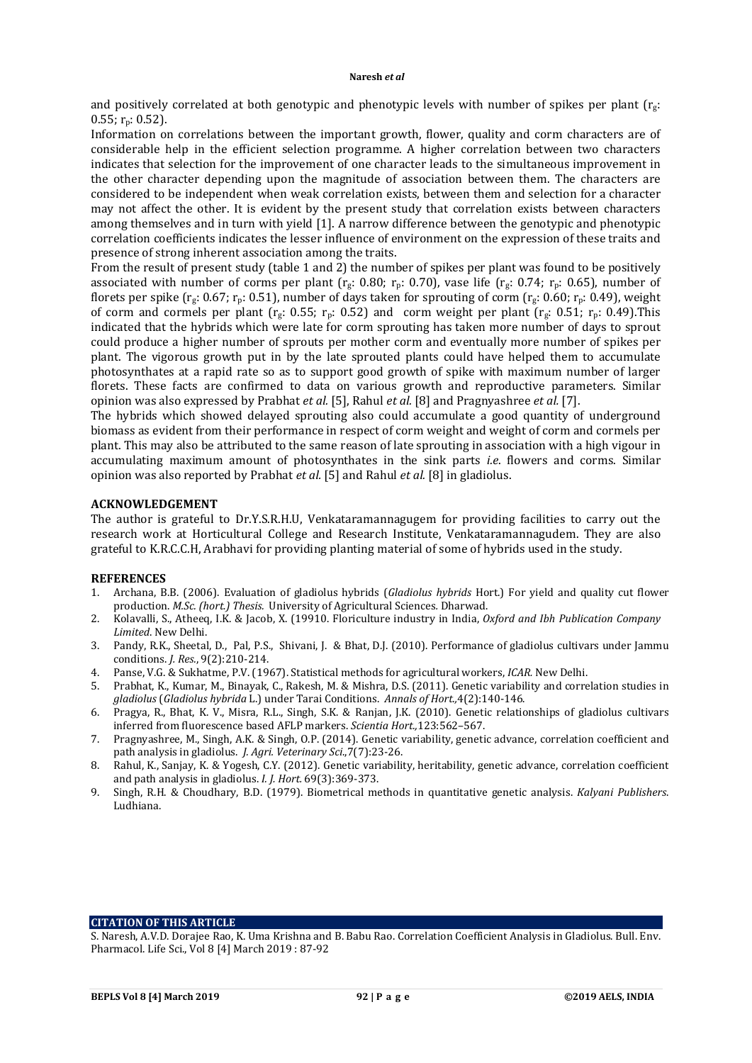and positively correlated at both genotypic and phenotypic levels with number of spikes per plant ($r_g$: 0.55; $r_p$: 0.52).

Information on correlations between the important growth, flower, quality and corm characters are of considerable help in the efficient selection programme. A higher correlation between two characters indicates that selection for the improvement of one character leads to the simultaneous improvement in the other character depending upon the magnitude of association between them. The characters are considered to be independent when weak correlation exists, between them and selection for a character may not affect the other. It is evident by the present study that correlation exists between characters among themselves and in turn with yield [1]. A narrow difference between the genotypic and phenotypic correlation coefficients indicates the lesser influence of environment on the expression of these traits and presence of strong inherent association among the traits.

From the result of present study (table 1 and 2) the number of spikes per plant was found to be positively associated with number of corms per plant ($r_g$: 0.80; $r_p$: 0.70), vase life ($r_g$: 0.74; $r_p$: 0.65), number of florets per spike ($r_g$: 0.67; $r_p$: 0.51), number of days taken for sprouting of corm ($r_g$: 0.60; $r_p$: 0.49), weight of corm and cormels per plant ($r_g$: 0.55; $r_p$: 0.52) and corm weight per plant ($r_g$: 0.51; $r_p$: 0.49).This indicated that the hybrids which were late for corm sprouting has taken more number of days to sprout could produce a higher number of sprouts per mother corm and eventually more number of spikes per plant. The vigorous growth put in by the late sprouted plants could have helped them to accumulate photosynthates at a rapid rate so as to support good growth of spike with maximum number of larger florets. These facts are confirmed to data on various growth and reproductive parameters. Similar opinion was also expressed by Prabhat *et al.* [5], Rahul *et al.* [8] and Pragnyashree *et al.* [7].

The hybrids which showed delayed sprouting also could accumulate a good quantity of underground biomass as evident from their performance in respect of corm weight and weight of corm and cormels per plant. This may also be attributed to the same reason of late sprouting in association with a high vigour in accumulating maximum amount of photosynthates in the sink parts *i.e*. flowers and corms. Similar opinion was also reported by Prabhat *et al.* [5] and Rahul *et al.* [8] in gladiolus.

## ACKNOWLEDGEMENT

The author is grateful to Dr.Y.S.R.H.U, Venkataramannagugem for providing facilities to carry out the research work at Horticultural College and Research Institute, Venkataramannagudem. They are also grateful to K.R.C.C.H, Arabhavi for providing planting material of some of hybrids used in the study.

## REFERENCES

1. Archana, B.B. (2006). Evaluation of gladiolus hybrids (*Gladiolus hybrids* Hort.) For yield and quality cut flower production. *M.Sc. (hort.) Thesis.* University of Agricultural Sciences. Dharwad.
2. Kolavalli, S., Atheeq, I.K. & Jacob, X. (19910. Floriculture industry in India, *Oxford and Ibh Publication Company Limited*. New Delhi.
3. Pandy, R.K., Sheetal, D., Pal, P.S., Shivani, J. & Bhat, D.J. (2010). Performance of gladiolus cultivars under Jammu conditions. *J. Res.*, 9(2):210-214.
4. Panse, V.G. & Sukhatme, P.V. (1967). Statistical methods for agricultural workers, *ICAR.* New Delhi.
5. Prabhat, K., Kumar, M., Binayak, C., Rakesh, M. & Mishra, D.S. (2011). Genetic variability and correlation studies in *gladiolus* (*Gladiolus hybrida* L.) under Tarai Conditions. *Annals of Hort.,*4(2):140-146.
6. Pragya, R., Bhat, K. V., Misra, R.L., Singh, S.K. & Ranjan, J.K. (2010). Genetic relationships of gladiolus cultivars inferred from fluorescence based AFLP markers. *Scientia Hort.,*123:562–567.
7. Pragnyashree, M., Singh, A.K. & Singh, O.P. (2014). Genetic variability, genetic advance, correlation coefficient and path analysis in gladiolus. *J. Agri. Veterinary Sci*.,7(7):23-26.
8. Rahul, K., Sanjay, K. & Yogesh, C.Y. (2012). Genetic variability, heritability, genetic advance, correlation coefficient and path analysis in gladiolus. *I. J. Hort.* 69(3):369-373.
9. Singh, R.H. & Choudhary, B.D. (1979). Biometrical methods in quantitative genetic analysis. *Kalyani Publishers*. Ludhiana.

**CITATION OF THIS ARTICLE**

S. Naresh, A.V.D. Dorajee Rao, K. Uma Krishna and B. Babu Rao. Correlation Coefficient Analysis in Gladiolus. Bull. Env. Pharmacol. Life Sci., Vol 8 [4] March 2019 : 87-92